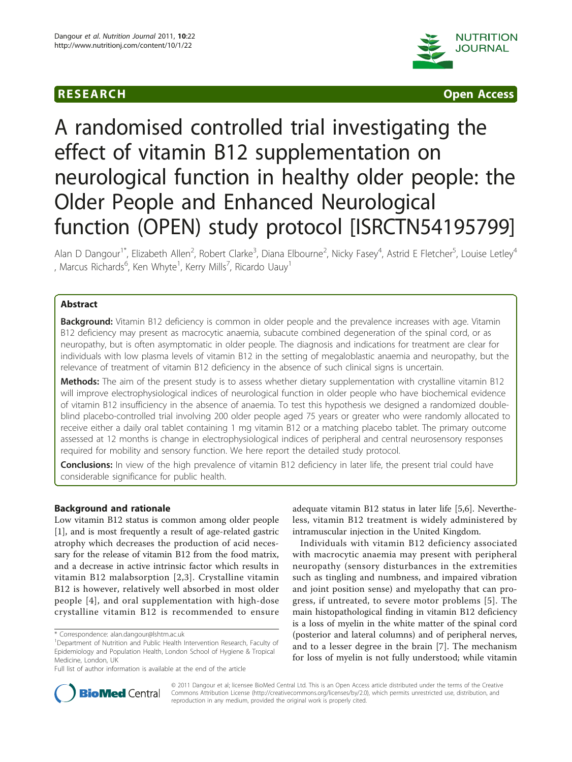RESEARCH Open Access

# A randomised controlled trial investigating the effect of vitamin B12 supplementation on neurological function in healthy older people: the Older People and Enhanced Neurological function (OPEN) study protocol [ISRCTN54195799]

Alan D Dangour[1*], Elizabeth Allen[2], Robert Clarke[3], Diana Elbourne[2], Nicky Fasey[4], Astrid E Fletcher[5], Louise Letley[4], Marcus Richards[6], Ken Whyte[1], Kerry Mills[7], Ricardo Uauy[1]

## Abstract

**Background:** Vitamin B12 deficiency is common in older people and the prevalence increases with age. Vitamin B12 deficiency may present as macrocytic anaemia, subacute combined degeneration of the spinal cord, or as neuropathy, but is often asymptomatic in older people. The diagnosis and indications for treatment are clear for individuals with low plasma levels of vitamin B12 in the setting of megaloblastic anaemia and neuropathy, but the relevance of treatment of vitamin B12 deficiency in the absence of such clinical signs is uncertain.

**Methods:** The aim of the present study is to assess whether dietary supplementation with crystalline vitamin B12 will improve electrophysiological indices of neurological function in older people who have biochemical evidence of vitamin B12 insufficiency in the absence of anaemia. To test this hypothesis we designed a randomized double-blind placebo-controlled trial involving 200 older people aged 75 years or greater who were randomly allocated to receive either a daily oral tablet containing 1 mg vitamin B12 or a matching placebo tablet. The primary outcome assessed at 12 months is change in electrophysiological indices of peripheral and central neurosensory responses required for mobility and sensory function. We here report the detailed study protocol.

**Conclusions:** In view of the high prevalence of vitamin B12 deficiency in later life, the present trial could have considerable significance for public health.

## Background and rationale

Low vitamin B12 status is common among older people [1], and is most frequently a result of age-related gastric atrophy which decreases the production of acid necessary for the release of vitamin B12 from the food matrix, and a decrease in active intrinsic factor which results in vitamin B12 malabsorption [2,3]. Crystalline vitamin B12 is however, relatively well absorbed in most older people [4], and oral supplementation with high-dose crystalline vitamin B12 is recommended to ensure adequate vitamin B12 status in later life [5,6]. Nevertheless, vitamin B12 treatment is widely administered by intramuscular injection in the United Kingdom.

Individuals with vitamin B12 deficiency associated with macrocytic anaemia may present with peripheral neuropathy (sensory disturbances in the extremities such as tingling and numbness, and impaired vibration and joint position sense) and myelopathy that can progress, if untreated, to severe motor problems [5]. The main histopathological finding in vitamin B12 deficiency is a loss of myelin in the white matter of the spinal cord (posterior and lateral columns) and of peripheral nerves, and to a lesser degree in the brain [7]. The mechanism for loss of myelin is not fully understood; while vitamin

\* Correspondence: alan.dangour@lshtm.ac.uk

[1]Department of Nutrition and Public Health Intervention Research, Faculty of Epidemiology and Population Health, London School of Hygiene & Tropical Medicine, London, UK

Full list of author information is available at the end of the article

© 2011 Dangour et al; licensee BioMed Central Ltd. This is an Open Access article distributed under the terms of the Creative Commons Attribution License (http://creativecommons.org/licenses/by/2.0), which permits unrestricted use, distribution, and reproduction in any medium, provided the original work is properly cited.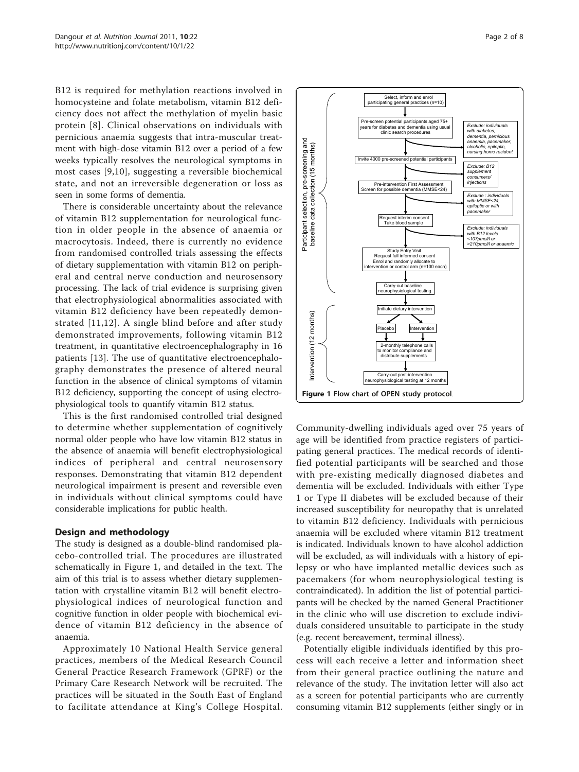B12 is required for methylation reactions involved in homocysteine and folate metabolism, vitamin B12 deficiency does not affect the methylation of myelin basic protein [8]. Clinical observations on individuals with pernicious anaemia suggests that intra-muscular treatment with high-dose vitamin B12 over a period of a few weeks typically resolves the neurological symptoms in most cases [9,10], suggesting a reversible biochemical state, and not an irreversible degeneration or loss as seen in some forms of dementia.

There is considerable uncertainty about the relevance of vitamin B12 supplementation for neurological function in older people in the absence of anaemia or macrocytosis. Indeed, there is currently no evidence from randomised controlled trials assessing the effects of dietary supplementation with vitamin B12 on peripheral and central nerve conduction and neurosensory processing. The lack of trial evidence is surprising given that electrophysiological abnormalities associated with vitamin B12 deficiency have been repeatedly demonstrated [11,12]. A single blind before and after study demonstrated improvements, following vitamin B12 treatment, in quantitative electroencephalography in 16 patients [13]. The use of quantitative electroencephalography demonstrates the presence of altered neural function in the absence of clinical symptoms of vitamin B12 deficiency, supporting the concept of using electrophysiological tools to quantify vitamin B12 status.

This is the first randomised controlled trial designed to determine whether supplementation of cognitively normal older people who have low vitamin B12 status in the absence of anaemia will benefit electrophysiological indices of peripheral and central neurosensory responses. Demonstrating that vitamin B12 dependent neurological impairment is present and reversible even in individuals without clinical symptoms could have considerable implications for public health.

## Design and methodology

The study is designed as a double-blind randomised placebo-controlled trial. The procedures are illustrated schematically in Figure 1, and detailed in the text. The aim of this trial is to assess whether dietary supplementation with crystalline vitamin B12 will benefit electrophysiological indices of neurological function and cognitive function in older people with biochemical evidence of vitamin B12 deficiency in the absence of anaemia.

Approximately 10 National Health Service general practices, members of the Medical Research Council General Practice Research Framework (GPRF) or the Primary Care Research Network will be recruited. The practices will be situated in the South East of England to facilitate attendance at King's College Hospital.

Participant selection, pre-screening and baseline data collection (15 months)

- Select, inform and enrol participating general practices (n=10)
- Pre-screen potential participants aged 75+ years for diabetes and dementia using usual clinic search procedures → *Exclude: individuals with diabetes, dementia, pernicious anaemia, pacemaker, alcoholic, epileptic, nursing home resident*
- Invite 4000 pre-screened potential participants → *Exclude: B12 supplement consumers/ injections*
- Pre-intervention First Assessment Screen for possible dementia (MMSE<24) → *Exclude : individuals with MMSE<24, epileptic or with pacemaker*
- Request interim consent Take blood sample → *Exclude: individuals with B12 levels <107pmol/l or >210pmol/l or anaemic*
- Study Entry Visit Request full informed consent Enrol and randomly allocate to intervention or control arm (n=100 each)
- Carry-out baseline neurophysiological testing

Intervention (12 months)

- Initiate dietary intervention
- Placebo / Intervention
- 2-monthly telephone calls to monitor compliance and distribute supplements
- Carry-out post-intervention neurophysiological testing at 12 months

**Figure 1 Flow chart of OPEN study protocol**.

Community-dwelling individuals aged over 75 years of age will be identified from practice registers of participating general practices. The medical records of identified potential participants will be searched and those with pre-existing medically diagnosed diabetes and dementia will be excluded. Individuals with either Type 1 or Type II diabetes will be excluded because of their increased susceptibility for neuropathy that is unrelated to vitamin B12 deficiency. Individuals with pernicious anaemia will be excluded where vitamin B12 treatment is indicated. Individuals known to have alcohol addiction will be excluded, as will individuals with a history of epilepsy or who have implanted metallic devices such as pacemakers (for whom neurophysiological testing is contraindicated). In addition the list of potential participants will be checked by the named General Practitioner in the clinic who will use discretion to exclude individuals considered unsuitable to participate in the study (e.g. recent bereavement, terminal illness).

Potentially eligible individuals identified by this process will each receive a letter and information sheet from their general practice outlining the nature and relevance of the study. The invitation letter will also act as a screen for potential participants who are currently consuming vitamin B12 supplements (either singly or in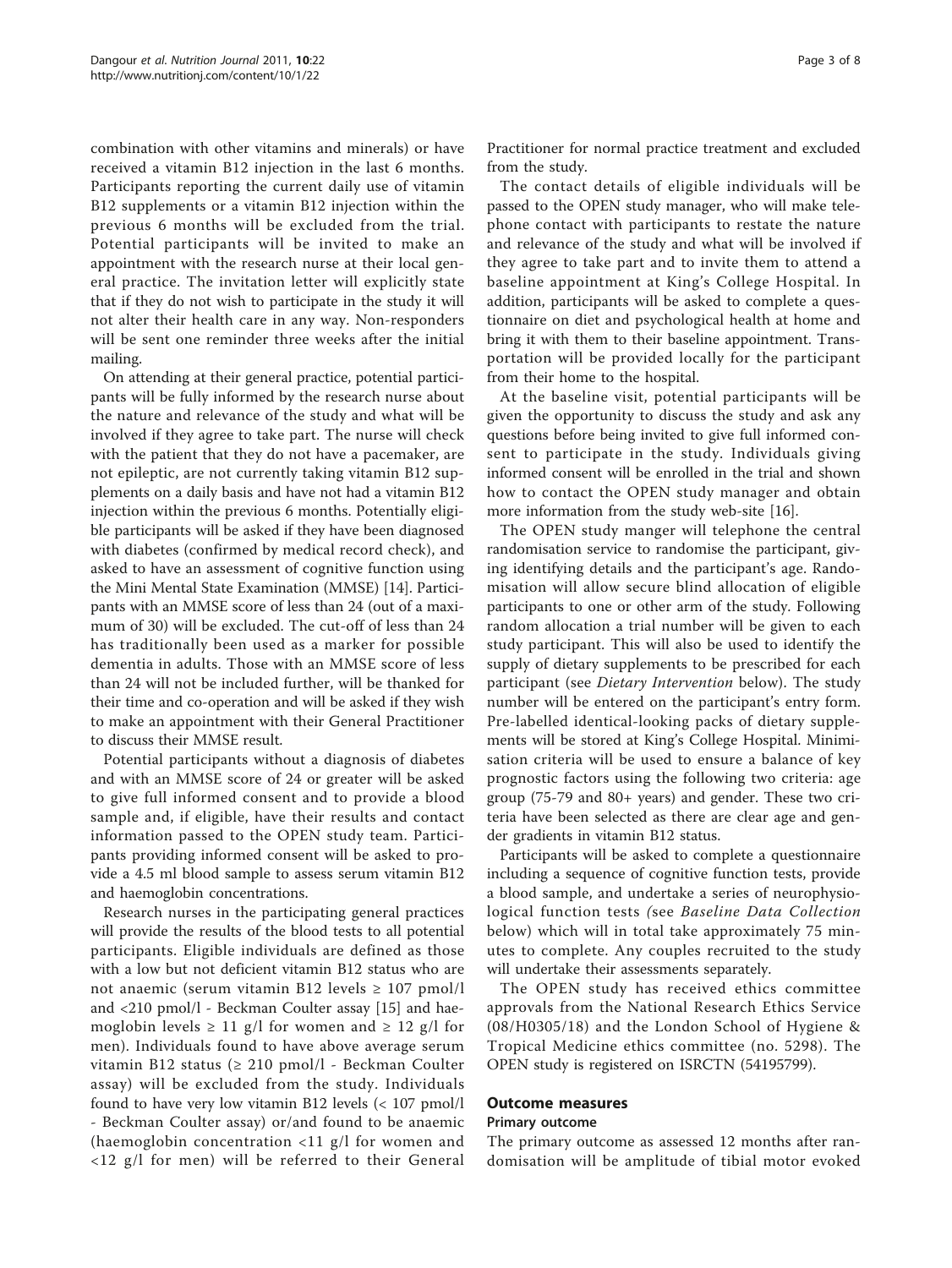combination with other vitamins and minerals) or have received a vitamin B12 injection in the last 6 months. Participants reporting the current daily use of vitamin B12 supplements or a vitamin B12 injection within the previous 6 months will be excluded from the trial. Potential participants will be invited to make an appointment with the research nurse at their local general practice. The invitation letter will explicitly state that if they do not wish to participate in the study it will not alter their health care in any way. Non-responders will be sent one reminder three weeks after the initial mailing.

On attending at their general practice, potential participants will be fully informed by the research nurse about the nature and relevance of the study and what will be involved if they agree to take part. The nurse will check with the patient that they do not have a pacemaker, are not epileptic, are not currently taking vitamin B12 supplements on a daily basis and have not had a vitamin B12 injection within the previous 6 months. Potentially eligible participants will be asked if they have been diagnosed with diabetes (confirmed by medical record check), and asked to have an assessment of cognitive function using the Mini Mental State Examination (MMSE) [14]. Participants with an MMSE score of less than 24 (out of a maximum of 30) will be excluded. The cut-off of less than 24 has traditionally been used as a marker for possible dementia in adults. Those with an MMSE score of less than 24 will not be included further, will be thanked for their time and co-operation and will be asked if they wish to make an appointment with their General Practitioner to discuss their MMSE result.

Potential participants without a diagnosis of diabetes and with an MMSE score of 24 or greater will be asked to give full informed consent and to provide a blood sample and, if eligible, have their results and contact information passed to the OPEN study team. Participants providing informed consent will be asked to provide a 4.5 ml blood sample to assess serum vitamin B12 and haemoglobin concentrations.

Research nurses in the participating general practices will provide the results of the blood tests to all potential participants. Eligible individuals are defined as those with a low but not deficient vitamin B12 status who are not anaemic (serum vitamin B12 levels ≥ 107 pmol/l and <210 pmol/l - Beckman Coulter assay [15] and haemoglobin levels ≥ 11 g/l for women and ≥ 12 g/l for men). Individuals found to have above average serum vitamin B12 status (≥ 210 pmol/l - Beckman Coulter assay) will be excluded from the study. Individuals found to have very low vitamin B12 levels (< 107 pmol/l - Beckman Coulter assay) or/and found to be anaemic (haemoglobin concentration <11 g/l for women and <12 g/l for men) will be referred to their General Practitioner for normal practice treatment and excluded from the study.

The contact details of eligible individuals will be passed to the OPEN study manager, who will make telephone contact with participants to restate the nature and relevance of the study and what will be involved if they agree to take part and to invite them to attend a baseline appointment at King's College Hospital. In addition, participants will be asked to complete a questionnaire on diet and psychological health at home and bring it with them to their baseline appointment. Transportation will be provided locally for the participant from their home to the hospital.

At the baseline visit, potential participants will be given the opportunity to discuss the study and ask any questions before being invited to give full informed consent to participate in the study. Individuals giving informed consent will be enrolled in the trial and shown how to contact the OPEN study manager and obtain more information from the study web-site [16].

The OPEN study manger will telephone the central randomisation service to randomise the participant, giving identifying details and the participant's age. Randomisation will allow secure blind allocation of eligible participants to one or other arm of the study. Following random allocation a trial number will be given to each study participant. This will also be used to identify the supply of dietary supplements to be prescribed for each participant (see *Dietary Intervention* below). The study number will be entered on the participant's entry form. Pre-labelled identical-looking packs of dietary supplements will be stored at King's College Hospital. Minimisation criteria will be used to ensure a balance of key prognostic factors using the following two criteria: age group (75-79 and 80+ years) and gender. These two criteria have been selected as there are clear age and gender gradients in vitamin B12 status.

Participants will be asked to complete a questionnaire including a sequence of cognitive function tests, provide a blood sample, and undertake a series of neurophysiological function tests (see *Baseline Data Collection* below) which will in total take approximately 75 minutes to complete. Any couples recruited to the study will undertake their assessments separately.

The OPEN study has received ethics committee approvals from the National Research Ethics Service (08/H0305/18) and the London School of Hygiene & Tropical Medicine ethics committee (no. 5298). The OPEN study is registered on ISRCTN (54195799).

## Outcome measures

### Primary outcome

The primary outcome as assessed 12 months after randomisation will be amplitude of tibial motor evoked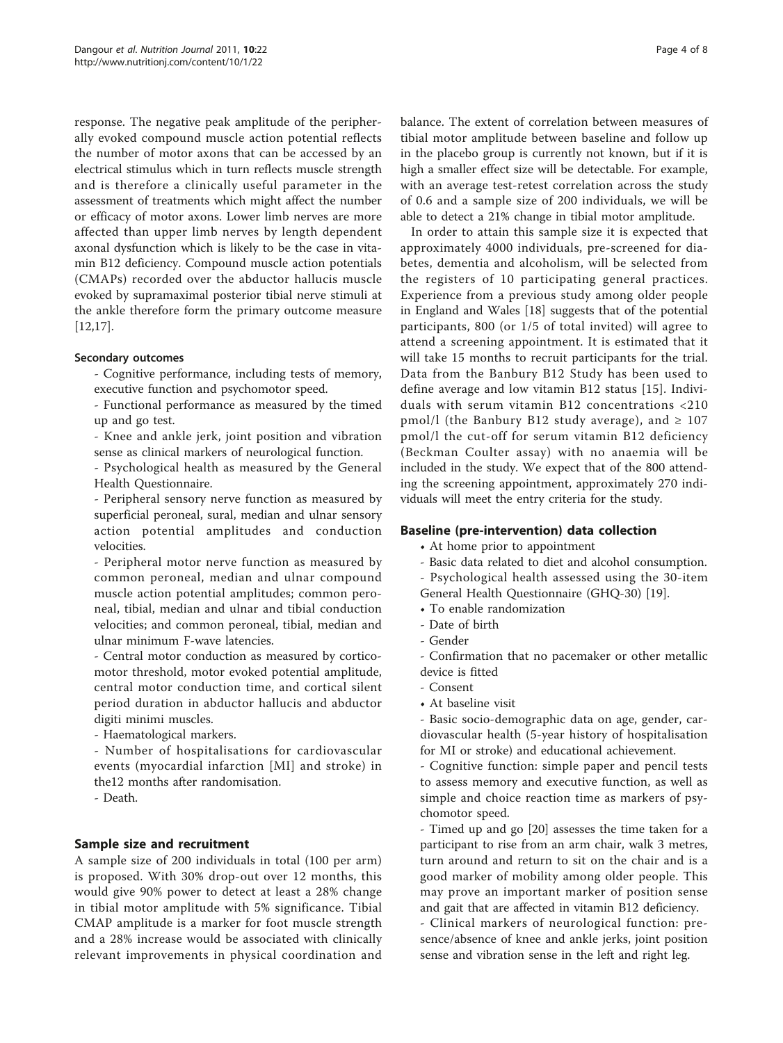response. The negative peak amplitude of the peripherally evoked compound muscle action potential reflects the number of motor axons that can be accessed by an electrical stimulus which in turn reflects muscle strength and is therefore a clinically useful parameter in the assessment of treatments which might affect the number or efficacy of motor axons. Lower limb nerves are more affected than upper limb nerves by length dependent axonal dysfunction which is likely to be the case in vitamin B12 deficiency. Compound muscle action potentials (CMAPs) recorded over the abductor hallucis muscle evoked by supramaximal posterior tibial nerve stimuli at the ankle therefore form the primary outcome measure [12,17].

#### Secondary outcomes

- Cognitive performance, including tests of memory, executive function and psychomotor speed.
- Functional performance as measured by the timed up and go test.
- Knee and ankle jerk, joint position and vibration sense as clinical markers of neurological function.
- Psychological health as measured by the General Health Questionnaire.
- Peripheral sensory nerve function as measured by superficial peroneal, sural, median and ulnar sensory action potential amplitudes and conduction velocities.
- Peripheral motor nerve function as measured by common peroneal, median and ulnar compound muscle action potential amplitudes; common peroneal, tibial, median and ulnar and tibial conduction velocities; and common peroneal, tibial, median and ulnar minimum F-wave latencies.
- Central motor conduction as measured by corticomotor threshold, motor evoked potential amplitude, central motor conduction time, and cortical silent period duration in abductor hallucis and abductor digiti minimi muscles.
- Haematological markers.
- Number of hospitalisations for cardiovascular events (myocardial infarction [MI] and stroke) in the12 months after randomisation.
- Death.

### Sample size and recruitment

A sample size of 200 individuals in total (100 per arm) is proposed. With 30% drop-out over 12 months, this would give 90% power to detect at least a 28% change in tibial motor amplitude with 5% significance. Tibial CMAP amplitude is a marker for foot muscle strength and a 28% increase would be associated with clinically relevant improvements in physical coordination and balance. The extent of correlation between measures of tibial motor amplitude between baseline and follow up in the placebo group is currently not known, but if it is high a smaller effect size will be detectable. For example, with an average test-retest correlation across the study of 0.6 and a sample size of 200 individuals, we will be able to detect a 21% change in tibial motor amplitude.

In order to attain this sample size it is expected that approximately 4000 individuals, pre-screened for diabetes, dementia and alcoholism, will be selected from the registers of 10 participating general practices. Experience from a previous study among older people in England and Wales [18] suggests that of the potential participants, 800 (or 1/5 of total invited) will agree to attend a screening appointment. It is estimated that it will take 15 months to recruit participants for the trial. Data from the Banbury B12 Study has been used to define average and low vitamin B12 status [15]. Individuals with serum vitamin B12 concentrations <210 pmol/l (the Banbury B12 study average), and ≥ 107 pmol/l the cut-off for serum vitamin B12 deficiency (Beckman Coulter assay) with no anaemia will be included in the study. We expect that of the 800 attending the screening appointment, approximately 270 individuals will meet the entry criteria for the study.

### Baseline (pre-intervention) data collection

- At home prior to appointment
  - Basic data related to diet and alcohol consumption.
  - Psychological health assessed using the 30-item General Health Questionnaire (GHQ-30) [19].
- To enable randomization
  - Date of birth
  - Gender
  - Confirmation that no pacemaker or other metallic device is fitted
  - Consent
- At baseline visit
  - Basic socio-demographic data on age, gender, cardiovascular health (5-year history of hospitalisation for MI or stroke) and educational achievement.
  - Cognitive function: simple paper and pencil tests to assess memory and executive function, as well as simple and choice reaction time as markers of psychomotor speed.
  - Timed up and go [20] assesses the time taken for a participant to rise from an arm chair, walk 3 metres, turn around and return to sit on the chair and is a good marker of mobility among older people. This may prove an important marker of position sense and gait that are affected in vitamin B12 deficiency.
  - Clinical markers of neurological function: presence/absence of knee and ankle jerks, joint position sense and vibration sense in the left and right leg.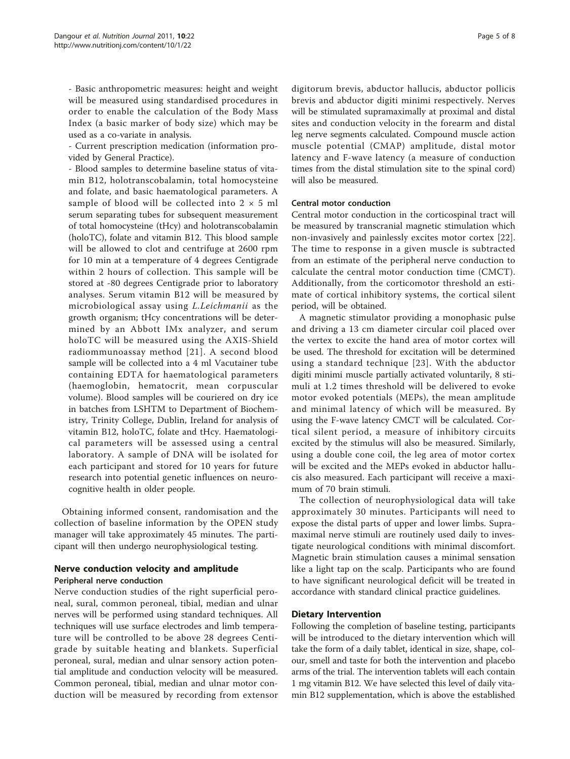- Basic anthropometric measures: height and weight will be measured using standardised procedures in order to enable the calculation of the Body Mass Index (a basic marker of body size) which may be used as a co-variate in analysis.

- Current prescription medication (information provided by General Practice).

- Blood samples to determine baseline status of vitamin B12, holotranscobalamin, total homocysteine and folate, and basic haematological parameters. A sample of blood will be collected into 2 × 5 ml serum separating tubes for subsequent measurement of total homocysteine (tHcy) and holotranscobalamin (holoTC), folate and vitamin B12. This blood sample will be allowed to clot and centrifuge at 2600 rpm for 10 min at a temperature of 4 degrees Centigrade within 2 hours of collection. This sample will be stored at -80 degrees Centigrade prior to laboratory analyses. Serum vitamin B12 will be measured by microbiological assay using *L.Leichmanii* as the growth organism; tHcy concentrations will be determined by an Abbott IMx analyzer, and serum holoTC will be measured using the AXIS-Shield radiommunoassay method [21]. A second blood sample will be collected into a 4 ml Vacutainer tube containing EDTA for haematological parameters (haemoglobin, hematocrit, mean corpuscular volume). Blood samples will be couriered on dry ice in batches from LSHTM to Department of Biochemistry, Trinity College, Dublin, Ireland for analysis of vitamin B12, holoTC, folate and tHcy. Haematological parameters will be assessed using a central laboratory. A sample of DNA will be isolated for each participant and stored for 10 years for future research into potential genetic influences on neurocognitive health in older people.

Obtaining informed consent, randomisation and the collection of baseline information by the OPEN study manager will take approximately 45 minutes. The participant will then undergo neurophysiological testing.

## Nerve conduction velocity and amplitude

### Peripheral nerve conduction

Nerve conduction studies of the right superficial peroneal, sural, common peroneal, tibial, median and ulnar nerves will be performed using standard techniques. All techniques will use surface electrodes and limb temperature will be controlled to be above 28 degrees Centigrade by suitable heating and blankets. Superficial peroneal, sural, median and ulnar sensory action potential amplitude and conduction velocity will be measured. Common peroneal, tibial, median and ulnar motor conduction will be measured by recording from extensor digitorum brevis, abductor hallucis, abductor pollicis brevis and abductor digiti minimi respectively. Nerves will be stimulated supramaximally at proximal and distal sites and conduction velocity in the forearm and distal leg nerve segments calculated. Compound muscle action potential (CMAP) amplitude, distal motor latency and F-wave latency (a measure of conduction times from the distal stimulation site to the spinal cord) will also be measured.

### Central motor conduction

Central motor conduction in the corticospinal tract will be measured by transcranial magnetic stimulation which non-invasively and painlessly excites motor cortex [22]. The time to response in a given muscle is subtracted from an estimate of the peripheral nerve conduction to calculate the central motor conduction time (CMCT). Additionally, from the corticomotor threshold an estimate of cortical inhibitory systems, the cortical silent period, will be obtained.

A magnetic stimulator providing a monophasic pulse and driving a 13 cm diameter circular coil placed over the vertex to excite the hand area of motor cortex will be used. The threshold for excitation will be determined using a standard technique [23]. With the abductor digiti minimi muscle partially activated voluntarily, 8 stimuli at 1.2 times threshold will be delivered to evoke motor evoked potentials (MEPs), the mean amplitude and minimal latency of which will be measured. By using the F-wave latency CMCT will be calculated. Cortical silent period, a measure of inhibitory circuits excited by the stimulus will also be measured. Similarly, using a double cone coil, the leg area of motor cortex will be excited and the MEPs evoked in abductor hallucis also measured. Each participant will receive a maximum of 70 brain stimuli.

The collection of neurophysiological data will take approximately 30 minutes. Participants will need to expose the distal parts of upper and lower limbs. Supramaximal nerve stimuli are routinely used daily to investigate neurological conditions with minimal discomfort. Magnetic brain stimulation causes a minimal sensation like a light tap on the scalp. Participants who are found to have significant neurological deficit will be treated in accordance with standard clinical practice guidelines.

## Dietary Intervention

Following the completion of baseline testing, participants will be introduced to the dietary intervention which will take the form of a daily tablet, identical in size, shape, colour, smell and taste for both the intervention and placebo arms of the trial. The intervention tablets will each contain 1 mg vitamin B12. We have selected this level of daily vitamin B12 supplementation, which is above the established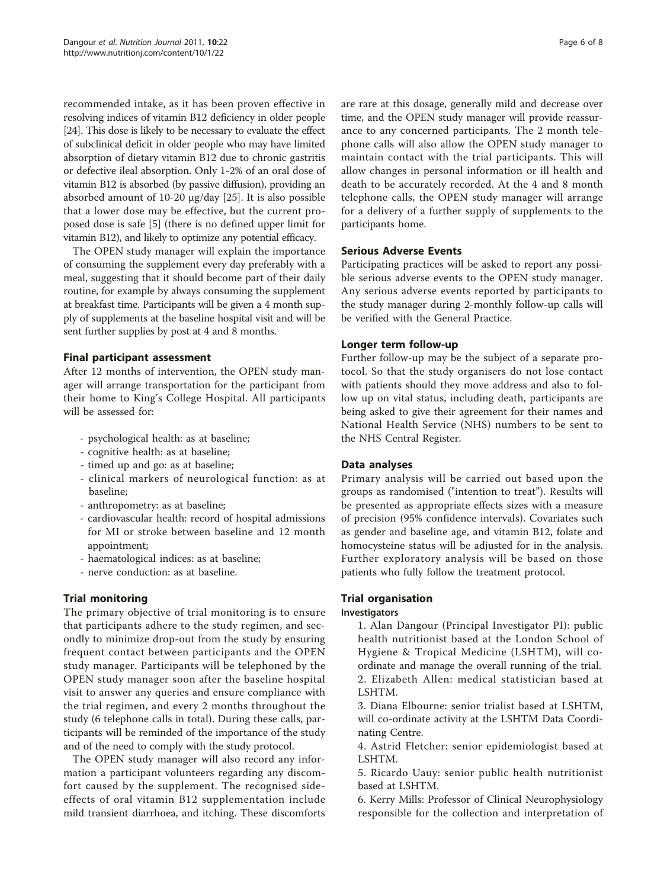recommended intake, as it has been proven effective in resolving indices of vitamin B12 deficiency in older people [24]. This dose is likely to be necessary to evaluate the effect of subclinical deficit in older people who may have limited absorption of dietary vitamin B12 due to chronic gastritis or defective ileal absorption. Only 1-2% of an oral dose of vitamin B12 is absorbed (by passive diffusion), providing an absorbed amount of 10-20 μg/day [25]. It is also possible that a lower dose may be effective, but the current proposed dose is safe [5] (there is no defined upper limit for vitamin B12), and likely to optimize any potential efficacy.

The OPEN study manager will explain the importance of consuming the supplement every day preferably with a meal, suggesting that it should become part of their daily routine, for example by always consuming the supplement at breakfast time. Participants will be given a 4 month supply of supplements at the baseline hospital visit and will be sent further supplies by post at 4 and 8 months.

## Final participant assessment

After 12 months of intervention, the OPEN study manager will arrange transportation for the participant from their home to King's College Hospital. All participants will be assessed for:

- psychological health: as at baseline;
- cognitive health: as at baseline;
- timed up and go: as at baseline;
- clinical markers of neurological function: as at baseline;
- anthropometry: as at baseline;
- cardiovascular health: record of hospital admissions for MI or stroke between baseline and 12 month appointment;
- haematological indices: as at baseline;
- nerve conduction: as at baseline.

## Trial monitoring

The primary objective of trial monitoring is to ensure that participants adhere to the study regimen, and secondly to minimize drop-out from the study by ensuring frequent contact between participants and the OPEN study manager. Participants will be telephoned by the OPEN study manager soon after the baseline hospital visit to answer any queries and ensure compliance with the trial regimen, and every 2 months throughout the study (6 telephone calls in total). During these calls, participants will be reminded of the importance of the study and of the need to comply with the study protocol.

The OPEN study manager will also record any information a participant volunteers regarding any discomfort caused by the supplement. The recognised side-effects of oral vitamin B12 supplementation include mild transient diarrhoea, and itching. These discomforts are rare at this dosage, generally mild and decrease over time, and the OPEN study manager will provide reassurance to any concerned participants. The 2 month telephone calls will also allow the OPEN study manager to maintain contact with the trial participants. This will allow changes in personal information or ill health and death to be accurately recorded. At the 4 and 8 month telephone calls, the OPEN study manager will arrange for a delivery of a further supply of supplements to the participants home.

## Serious Adverse Events

Participating practices will be asked to report any possible serious adverse events to the OPEN study manager. Any serious adverse events reported by participants to the study manager during 2-monthly follow-up calls will be verified with the General Practice.

## Longer term follow-up

Further follow-up may be the subject of a separate protocol. So that the study organisers do not lose contact with patients should they move address and also to follow up on vital status, including death, participants are being asked to give their agreement for their names and National Health Service (NHS) numbers to be sent to the NHS Central Register.

## Data analyses

Primary analysis will be carried out based upon the groups as randomised ("intention to treat"). Results will be presented as appropriate effects sizes with a measure of precision (95% confidence intervals). Covariates such as gender and baseline age, and vitamin B12, folate and homocysteine status will be adjusted for in the analysis. Further exploratory analysis will be based on those patients who fully follow the treatment protocol.

## Trial organisation

### Investigators

1. Alan Dangour (Principal Investigator PI): public health nutritionist based at the London School of Hygiene & Tropical Medicine (LSHTM), will co-ordinate and manage the overall running of the trial.
2. Elizabeth Allen: medical statistician based at LSHTM.
3. Diana Elbourne: senior trialist based at LSHTM, will co-ordinate activity at the LSHTM Data Coordinating Centre.
4. Astrid Fletcher: senior epidemiologist based at LSHTM.
5. Ricardo Uauy: senior public health nutritionist based at LSHTM.
6. Kerry Mills: Professor of Clinical Neurophysiology responsible for the collection and interpretation of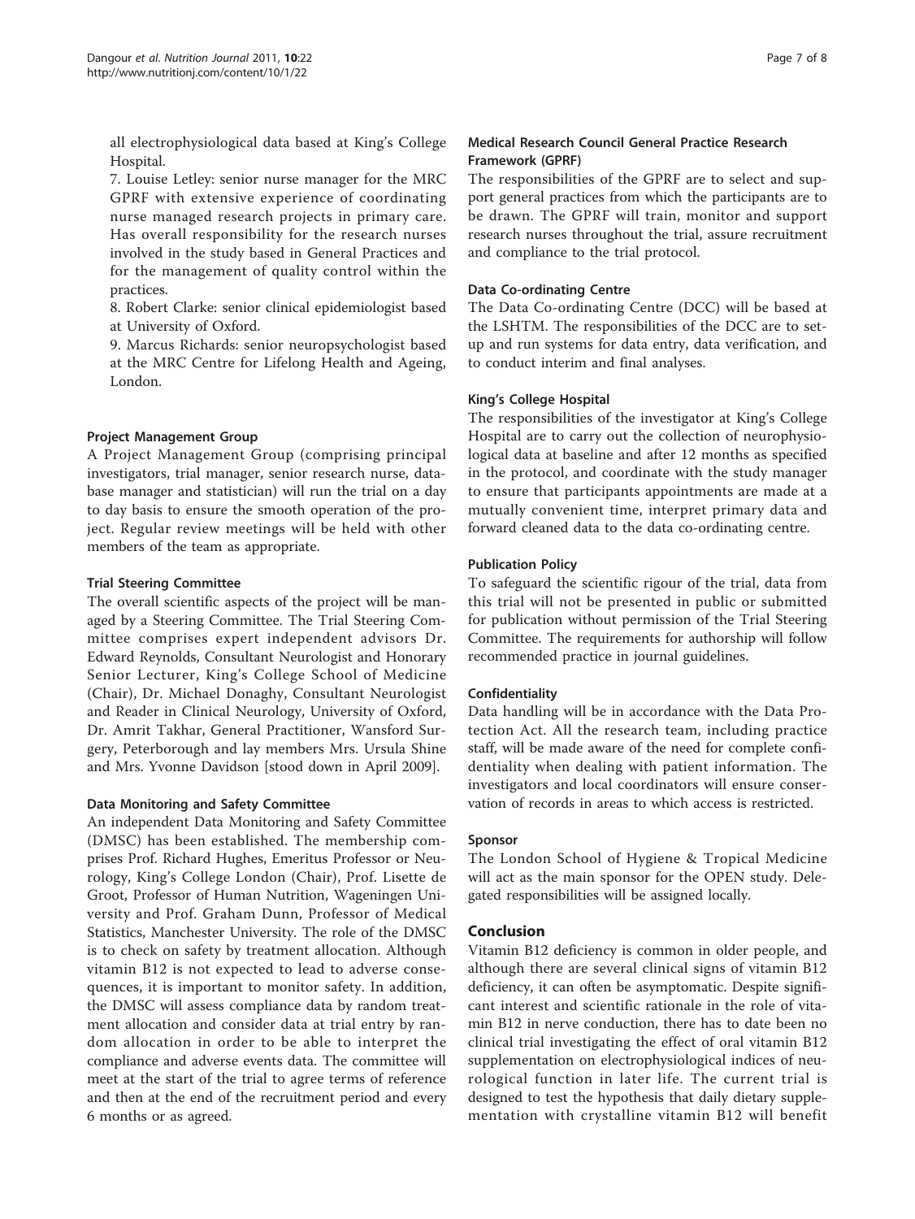all electrophysiological data based at King's College Hospital.

7. Louise Letley: senior nurse manager for the MRC GPRF with extensive experience of coordinating nurse managed research projects in primary care. Has overall responsibility for the research nurses involved in the study based in General Practices and for the management of quality control within the practices.

8. Robert Clarke: senior clinical epidemiologist based at University of Oxford.

9. Marcus Richards: senior neuropsychologist based at the MRC Centre for Lifelong Health and Ageing, London.

#### Project Management Group

A Project Management Group (comprising principal investigators, trial manager, senior research nurse, database manager and statistician) will run the trial on a day to day basis to ensure the smooth operation of the project. Regular review meetings will be held with other members of the team as appropriate.

#### Trial Steering Committee

The overall scientific aspects of the project will be managed by a Steering Committee. The Trial Steering Committee comprises expert independent advisors Dr. Edward Reynolds, Consultant Neurologist and Honorary Senior Lecturer, King's College School of Medicine (Chair), Dr. Michael Donaghy, Consultant Neurologist and Reader in Clinical Neurology, University of Oxford, Dr. Amrit Takhar, General Practitioner, Wansford Surgery, Peterborough and lay members Mrs. Ursula Shine and Mrs. Yvonne Davidson [stood down in April 2009].

#### Data Monitoring and Safety Committee

An independent Data Monitoring and Safety Committee (DMSC) has been established. The membership comprises Prof. Richard Hughes, Emeritus Professor or Neurology, King's College London (Chair), Prof. Lisette de Groot, Professor of Human Nutrition, Wageningen University and Prof. Graham Dunn, Professor of Medical Statistics, Manchester University. The role of the DMSC is to check on safety by treatment allocation. Although vitamin B12 is not expected to lead to adverse consequences, it is important to monitor safety. In addition, the DMSC will assess compliance data by random treatment allocation and consider data at trial entry by random allocation in order to be able to interpret the compliance and adverse events data. The committee will meet at the start of the trial to agree terms of reference and then at the end of the recruitment period and every 6 months or as agreed.

#### Medical Research Council General Practice Research Framework (GPRF)

The responsibilities of the GPRF are to select and support general practices from which the participants are to be drawn. The GPRF will train, monitor and support research nurses throughout the trial, assure recruitment and compliance to the trial protocol.

#### Data Co-ordinating Centre

The Data Co-ordinating Centre (DCC) will be based at the LSHTM. The responsibilities of the DCC are to setup and run systems for data entry, data verification, and to conduct interim and final analyses.

#### King's College Hospital

The responsibilities of the investigator at King's College Hospital are to carry out the collection of neurophysiological data at baseline and after 12 months as specified in the protocol, and coordinate with the study manager to ensure that participants appointments are made at a mutually convenient time, interpret primary data and forward cleaned data to the data co-ordinating centre.

#### Publication Policy

To safeguard the scientific rigour of the trial, data from this trial will not be presented in public or submitted for publication without permission of the Trial Steering Committee. The requirements for authorship will follow recommended practice in journal guidelines.

#### Confidentiality

Data handling will be in accordance with the Data Protection Act. All the research team, including practice staff, will be made aware of the need for complete confidentiality when dealing with patient information. The investigators and local coordinators will ensure conservation of records in areas to which access is restricted.

#### Sponsor

The London School of Hygiene & Tropical Medicine will act as the main sponsor for the OPEN study. Delegated responsibilities will be assigned locally.

## Conclusion

Vitamin B12 deficiency is common in older people, and although there are several clinical signs of vitamin B12 deficiency, it can often be asymptomatic. Despite significant interest and scientific rationale in the role of vitamin B12 in nerve conduction, there has to date been no clinical trial investigating the effect of oral vitamin B12 supplementation on electrophysiological indices of neurological function in later life. The current trial is designed to test the hypothesis that daily dietary supplementation with crystalline vitamin B12 will benefit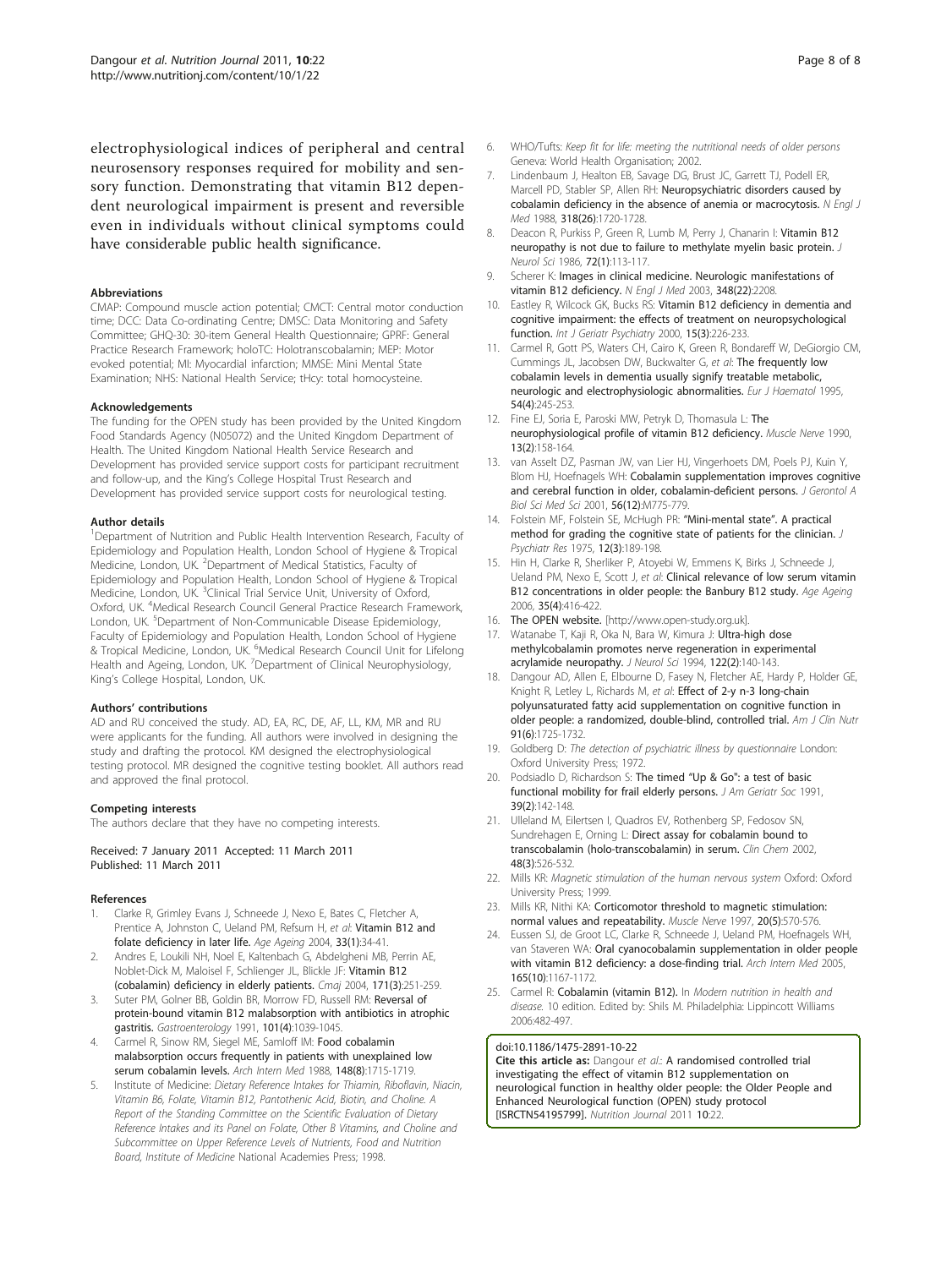electrophysiological indices of peripheral and central neurosensory responses required for mobility and sensory function. Demonstrating that vitamin B12 dependent neurological impairment is present and reversible even in individuals without clinical symptoms could have considerable public health significance.

#### Abbreviations

CMAP: Compound muscle action potential; CMCT: Central motor conduction time; DCC: Data Co-ordinating Centre; DMSC: Data Monitoring and Safety Committee; GHQ-30: 30-item General Health Questionnaire; GPRF: General Practice Research Framework; holoTC: Holotranscobalamin; MEP: Motor evoked potential; MI: Myocardial infarction; MMSE: Mini Mental State Examination; NHS: National Health Service; tHcy: total homocysteine.

#### Acknowledgements

The funding for the OPEN study has been provided by the United Kingdom Food Standards Agency (N05072) and the United Kingdom Department of Health. The United Kingdom National Health Service Research and Development has provided service support costs for participant recruitment and follow-up, and the King's College Hospital Trust Research and Development has provided service support costs for neurological testing.

#### Author details

[1]Department of Nutrition and Public Health Intervention Research, Faculty of Epidemiology and Population Health, London School of Hygiene & Tropical Medicine, London, UK. [2]Department of Medical Statistics, Faculty of Epidemiology and Population Health, London School of Hygiene & Tropical Medicine, London, UK. [3]Clinical Trial Service Unit, University of Oxford, Oxford, UK. [4]Medical Research Council General Practice Research Framework, London, UK. [5]Department of Non-Communicable Disease Epidemiology, Faculty of Epidemiology and Population Health, London School of Hygiene & Tropical Medicine, London, UK. [6]Medical Research Council Unit for Lifelong Health and Ageing, London, UK. [7]Department of Clinical Neurophysiology, King's College Hospital, London, UK.

#### Authors' contributions

AD and RU conceived the study. AD, EA, RC, DE, AF, LL, KM, MR and RU were applicants for the funding. All authors were involved in designing the study and drafting the protocol. KM designed the electrophysiological testing protocol. MR designed the cognitive testing booklet. All authors read and approved the final protocol.

#### Competing interests

The authors declare that they have no competing interests.

Received: 7 January 2011 Accepted: 11 March 2011
Published: 11 March 2011

#### References

1. Clarke R, Grimley Evans J, Schneede J, Nexo E, Bates C, Fletcher A, Prentice A, Johnston C, Ueland PM, Refsum H, *et al*: **Vitamin B12 and folate deficiency in later life.** *Age Ageing* 2004, **33(1)**:34-41.
2. Andres E, Loukili NH, Noel E, Kaltenbach G, Abdelgheni MB, Perrin AE, Noblet-Dick M, Maloisel F, Schlienger JL, Blickle JF: **Vitamin B12 (cobalamin) deficiency in elderly patients.** *Cmaj* 2004, **171(3)**:251-259.
3. Suter PM, Golner BB, Goldin BR, Morrow FD, Russell RM: **Reversal of protein-bound vitamin B12 malabsorption with antibiotics in atrophic gastritis.** *Gastroenterology* 1991, **101(4)**:1039-1045.
4. Carmel R, Sinow RM, Siegel ME, Samloff IM: **Food cobalamin malabsorption occurs frequently in patients with unexplained low serum cobalamin levels.** *Arch Intern Med* 1988, **148(8)**:1715-1719.
5. Institute of Medicine: *Dietary Reference Intakes for Thiamin, Riboflavin, Niacin, Vitamin B6, Folate, Vitamin B12, Pantothenic Acid, Biotin, and Choline. A Report of the Standing Committee on the Scientific Evaluation of Dietary Reference Intakes and its Panel on Folate, Other B Vitamins, and Choline and Subcommittee on Upper Reference Levels of Nutrients, Food and Nutrition Board, Institute of Medicine* National Academies Press; 1998.
6. WHO/Tufts: *Keep fit for life: meeting the nutritional needs of older persons* Geneva: World Health Organisation; 2002.
7. Lindenbaum J, Healton EB, Savage DG, Brust JC, Garrett TJ, Podell ER, Marcell PD, Stabler SP, Allen RH: **Neuropsychiatric disorders caused by cobalamin deficiency in the absence of anemia or macrocytosis.** *N Engl J Med* 1988, **318(26)**:1720-1728.
8. Deacon R, Purkiss P, Green R, Lumb M, Perry J, Chanarin I: **Vitamin B12 neuropathy is not due to failure to methylate myelin basic protein.** *J Neurol Sci* 1986, **72(1)**:113-117.
9. Scherer K: **Images in clinical medicine. Neurologic manifestations of vitamin B12 deficiency.** *N Engl J Med* 2003, **348(22)**:2208.
10. Eastley R, Wilcock GK, Bucks RS: **Vitamin B12 deficiency in dementia and cognitive impairment: the effects of treatment on neuropsychological function.** *Int J Geriatr Psychiatry* 2000, **15(3)**:226-233.
11. Carmel R, Gott PS, Waters CH, Cairo K, Green R, Bondareff W, DeGiorgio CM, Cummings JL, Jacobsen DW, Buckwalter G, *et al*: **The frequently low cobalamin levels in dementia usually signify treatable metabolic, neurologic and electrophysiologic abnormalities.** *Eur J Haematol* 1995, **54(4)**:245-253.
12. Fine EJ, Soria E, Paroski MW, Petryk D, Thomasula L: **The neurophysiological profile of vitamin B12 deficiency.** *Muscle Nerve* 1990, **13(2)**:158-164.
13. van Asselt DZ, Pasman JW, van Lier HJ, Vingerhoets DM, Poels PJ, Kuin Y, Blom HJ, Hoefnagels WH: **Cobalamin supplementation improves cognitive and cerebral function in older, cobalamin-deficient persons.** *J Gerontol A Biol Sci Med Sci* 2001, **56(12)**:M775-779.
14. Folstein MF, Folstein SE, McHugh PR: **"Mini-mental state". A practical method for grading the cognitive state of patients for the clinician.** *J Psychiatr Res* 1975, **12(3)**:189-198.
15. Hin H, Clarke R, Sherliker P, Atoyebi W, Emmens K, Birks J, Schneede J, Ueland PM, Nexo E, Scott J, *et al*: **Clinical relevance of low serum vitamin B12 concentrations in older people: the Banbury B12 study.** *Age Ageing* 2006, **35(4)**:416-422.
16. **The OPEN website.** [http://www.open-study.org.uk].
17. Watanabe T, Kaji R, Oka N, Bara W, Kimura J: **Ultra-high dose methylcobalamin promotes nerve regeneration in experimental acrylamide neuropathy.** *J Neurol Sci* 1994, **122(2)**:140-143.
18. Dangour AD, Allen E, Elbourne D, Fasey N, Fletcher AE, Hardy P, Holder GE, Knight R, Letley L, Richards M, *et al*: **Effect of 2-y n-3 long-chain polyunsaturated fatty acid supplementation on cognitive function in older people: a randomized, double-blind, controlled trial.** *Am J Clin Nutr* **91(6)**:1725-1732.
19. Goldberg D: *The detection of psychiatric illness by questionnaire* London: Oxford University Press; 1972.
20. Podsiadlo D, Richardson S: **The timed "Up & Go": a test of basic functional mobility for frail elderly persons.** *J Am Geriatr Soc* 1991, **39(2)**:142-148.
21. Ulleland M, Eilertsen I, Quadros EV, Rothenberg SP, Fedosov SN, Sundrehagen E, Orning L: **Direct assay for cobalamin bound to transcobalamin (holo-transcobalamin) in serum.** *Clin Chem* 2002, **48(3)**:526-532.
22. Mills KR: *Magnetic stimulation of the human nervous system* Oxford: Oxford University Press; 1999.
23. Mills KR, Nithi KA: **Corticomotor threshold to magnetic stimulation: normal values and repeatability.** *Muscle Nerve* 1997, **20(5)**:570-576.
24. Eussen SJ, de Groot LC, Clarke R, Schneede J, Ueland PM, Hoefnagels WH, van Staveren WA: **Oral cyanocobalamin supplementation in older people with vitamin B12 deficiency: a dose-finding trial.** *Arch Intern Med* 2005, **165(10)**:1167-1172.
25. Carmel R: **Cobalamin (vitamin B12).** In *Modern nutrition in health and disease.* 10 edition. Edited by: Shils M. Philadelphia: Lippincott Williams 2006:482-497.

doi:10.1186/1475-2891-10-22
**Cite this article as:** Dangour *et al.*: A randomised controlled trial investigating the effect of vitamin B12 supplementation on neurological function in healthy older people: the Older People and Enhanced Neurological function (OPEN) study protocol [ISRCTN54195799]. *Nutrition Journal* 2011 **10**:22.